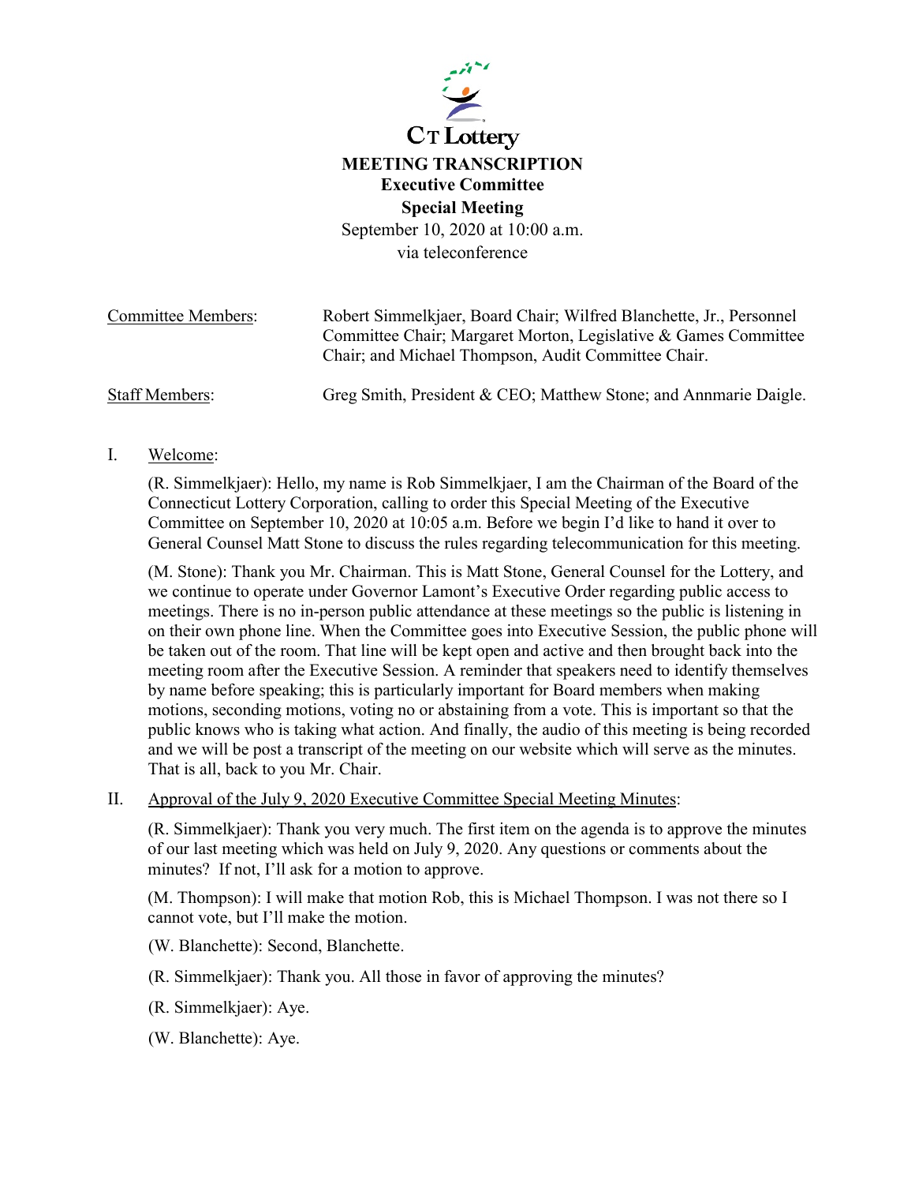CT Lottery

# MEETING TRANSCRIPTION

## Executive Committee

## Special Meeting

September 10, 2020 at 10:00 a.m.
via teleconference

Committee Members: Robert Simmelkjaer, Board Chair; Wilfred Blanchette, Jr., Personnel Committee Chair; Margaret Morton, Legislative & Games Committee Chair; and Michael Thompson, Audit Committee Chair.

Staff Members: Greg Smith, President & CEO; Matthew Stone; and Annmarie Daigle.

I. Welcome:

(R. Simmelkjaer): Hello, my name is Rob Simmelkjaer, I am the Chairman of the Board of the Connecticut Lottery Corporation, calling to order this Special Meeting of the Executive Committee on September 10, 2020 at 10:05 a.m. Before we begin I'd like to hand it over to General Counsel Matt Stone to discuss the rules regarding telecommunication for this meeting.

(M. Stone): Thank you Mr. Chairman. This is Matt Stone, General Counsel for the Lottery, and we continue to operate under Governor Lamont's Executive Order regarding public access to meetings. There is no in-person public attendance at these meetings so the public is listening in on their own phone line. When the Committee goes into Executive Session, the public phone will be taken out of the room. That line will be kept open and active and then brought back into the meeting room after the Executive Session. A reminder that speakers need to identify themselves by name before speaking; this is particularly important for Board members when making motions, seconding motions, voting no or abstaining from a vote. This is important so that the public knows who is taking what action. And finally, the audio of this meeting is being recorded and we will be post a transcript of the meeting on our website which will serve as the minutes. That is all, back to you Mr. Chair.

II. Approval of the July 9, 2020 Executive Committee Special Meeting Minutes:

(R. Simmelkjaer): Thank you very much. The first item on the agenda is to approve the minutes of our last meeting which was held on July 9, 2020. Any questions or comments about the minutes? If not, I'll ask for a motion to approve.

(M. Thompson): I will make that motion Rob, this is Michael Thompson. I was not there so I cannot vote, but I'll make the motion.

(W. Blanchette): Second, Blanchette.

(R. Simmelkjaer): Thank you. All those in favor of approving the minutes?

(R. Simmelkjaer): Aye.

(W. Blanchette): Aye.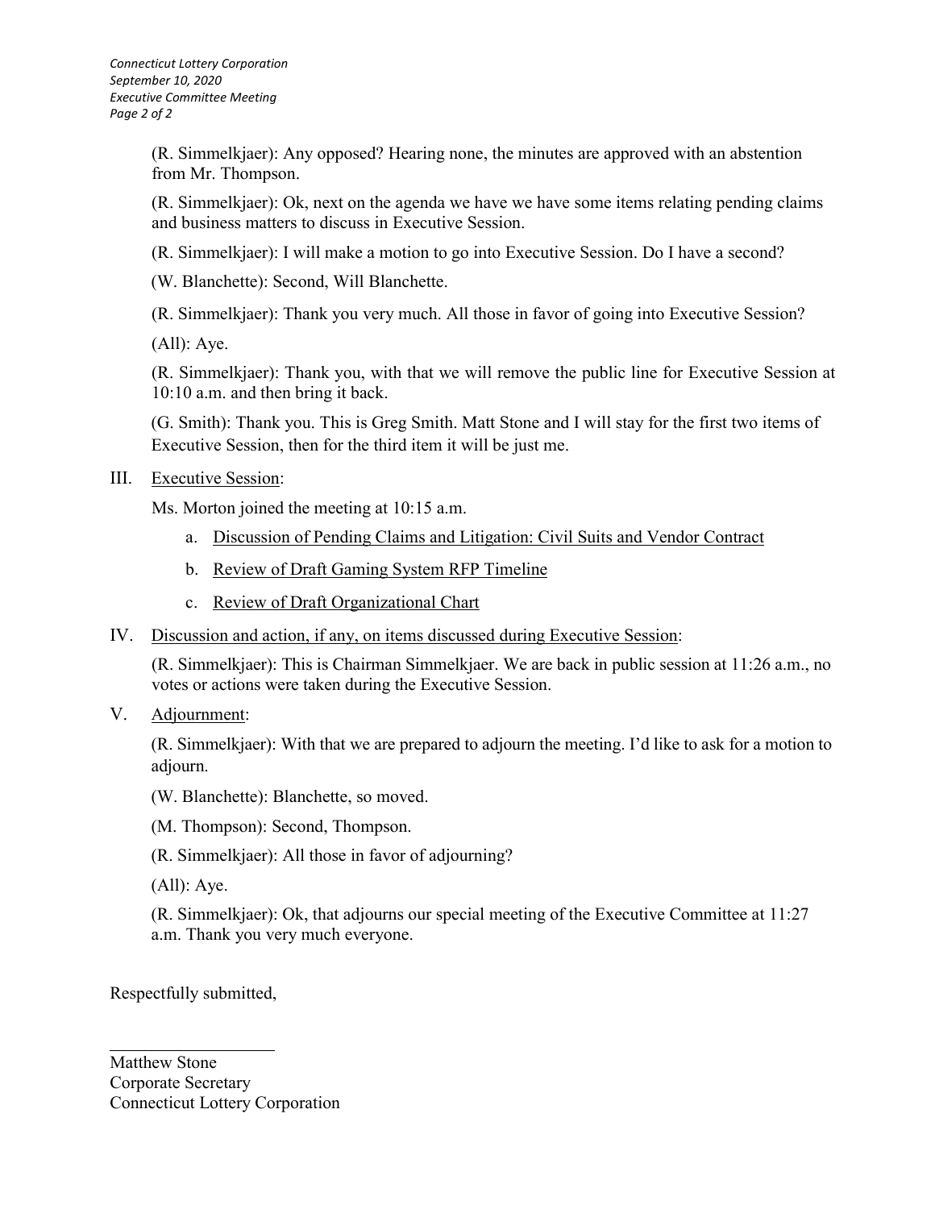(R. Simmelkjaer): Any opposed? Hearing none, the minutes are approved with an abstention from Mr. Thompson.

(R. Simmelkjaer): Ok, next on the agenda we have we have some items relating pending claims and business matters to discuss in Executive Session.

(R. Simmelkjaer): I will make a motion to go into Executive Session. Do I have a second?

(W. Blanchette): Second, Will Blanchette.

(R. Simmelkjaer): Thank you very much. All those in favor of going into Executive Session?

(All): Aye.

(R. Simmelkjaer): Thank you, with that we will remove the public line for Executive Session at 10:10 a.m. and then bring it back.

(G. Smith): Thank you. This is Greg Smith. Matt Stone and I will stay for the first two items of Executive Session, then for the third item it will be just me.

III. Executive Session:

Ms. Morton joined the meeting at 10:15 a.m.

a. Discussion of Pending Claims and Litigation: Civil Suits and Vendor Contract

b. Review of Draft Gaming System RFP Timeline

c. Review of Draft Organizational Chart

IV. Discussion and action, if any, on items discussed during Executive Session:

(R. Simmelkjaer): This is Chairman Simmelkjaer. We are back in public session at 11:26 a.m., no votes or actions were taken during the Executive Session.

V. Adjournment:

(R. Simmelkjaer): With that we are prepared to adjourn the meeting. I'd like to ask for a motion to adjourn.

(W. Blanchette): Blanchette, so moved.

(M. Thompson): Second, Thompson.

(R. Simmelkjaer): All those in favor of adjourning?

(All): Aye.

(R. Simmelkjaer): Ok, that adjourns our special meeting of the Executive Committee at 11:27 a.m. Thank you very much everyone.

Respectfully submitted,

\_\_\_\_\_\_\_\_\_\_\_\_\_\_\_\_\_\_\_\_

Matthew Stone
Corporate Secretary
Connecticut Lottery Corporation